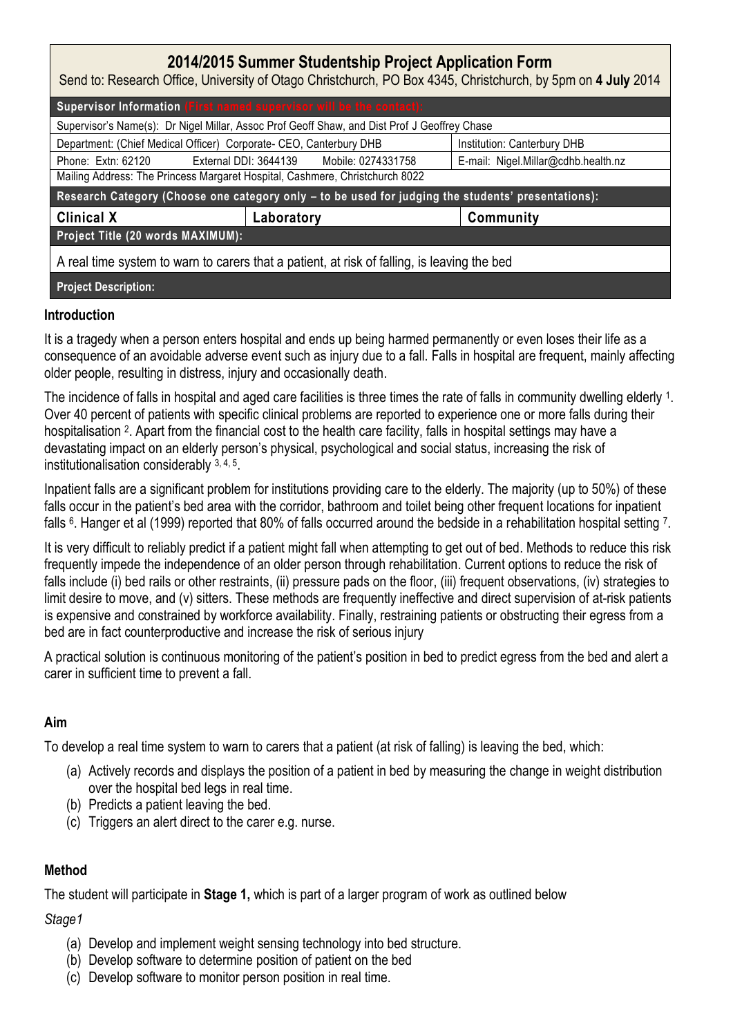## 2014/2015 Summer Studentship Project Application Form

Send to: Research Office, University of Otago Christchurch, PO Box 4345, Christchurch, by 5pm on **4 July** 2014

| | | | |
|---|---|---|---|
| **Supervisor Information (First named supervisor will be the contact):** | | | |
| Supervisor's Name(s): Dr Nigel Millar, Assoc Prof Geoff Shaw, and Dist Prof J Geoffrey Chase | | | |
| Department: (Chief Medical Officer) Corporate- CEO, Canterbury DHB | | | Institution: Canterbury DHB |
| Phone: Extn: 62120 | External DDI: 3644139 | Mobile: 0274331758 | E-mail: Nigel.Millar@cdhb.health.nz |
| Mailing Address: The Princess Margaret Hospital, Cashmere, Christchurch 8022 | | | |
| **Research Category (Choose one category only – to be used for judging the students' presentations):** | | | |
| **Clinical X** | **Laboratory** | | **Community** |
| **Project Title (20 words MAXIMUM):** | | | |
| A real time system to warn to carers that a patient, at risk of falling, is leaving the bed | | | |
| **Project Description:** | | | |

### Introduction

It is a tragedy when a person enters hospital and ends up being harmed permanently or even loses their life as a consequence of an avoidable adverse event such as injury due to a fall. Falls in hospital are frequent, mainly affecting older people, resulting in distress, injury and occasionally death.

The incidence of falls in hospital and aged care facilities is three times the rate of falls in community dwelling elderly [1]. Over 40 percent of patients with specific clinical problems are reported to experience one or more falls during their hospitalisation [2]. Apart from the financial cost to the health care facility, falls in hospital settings may have a devastating impact on an elderly person's physical, psychological and social status, increasing the risk of institutionalisation considerably [3, 4, 5].

Inpatient falls are a significant problem for institutions providing care to the elderly. The majority (up to 50%) of these falls occur in the patient's bed area with the corridor, bathroom and toilet being other frequent locations for inpatient falls [6]. Hanger et al (1999) reported that 80% of falls occurred around the bedside in a rehabilitation hospital setting [7].

It is very difficult to reliably predict if a patient might fall when attempting to get out of bed. Methods to reduce this risk frequently impede the independence of an older person through rehabilitation. Current options to reduce the risk of falls include (i) bed rails or other restraints, (ii) pressure pads on the floor, (iii) frequent observations, (iv) strategies to limit desire to move, and (v) sitters. These methods are frequently ineffective and direct supervision of at-risk patients is expensive and constrained by workforce availability. Finally, restraining patients or obstructing their egress from a bed are in fact counterproductive and increase the risk of serious injury

A practical solution is continuous monitoring of the patient's position in bed to predict egress from the bed and alert a carer in sufficient time to prevent a fall.

### Aim

To develop a real time system to warn to carers that a patient (at risk of falling) is leaving the bed, which:

(a) Actively records and displays the position of a patient in bed by measuring the change in weight distribution over the hospital bed legs in real time.
(b) Predicts a patient leaving the bed.
(c) Triggers an alert direct to the carer e.g. nurse.

### Method

The student will participate in **Stage 1,** which is part of a larger program of work as outlined below

*Stage1*

(a) Develop and implement weight sensing technology into bed structure.
(b) Develop software to determine position of patient on the bed
(c) Develop software to monitor person position in real time.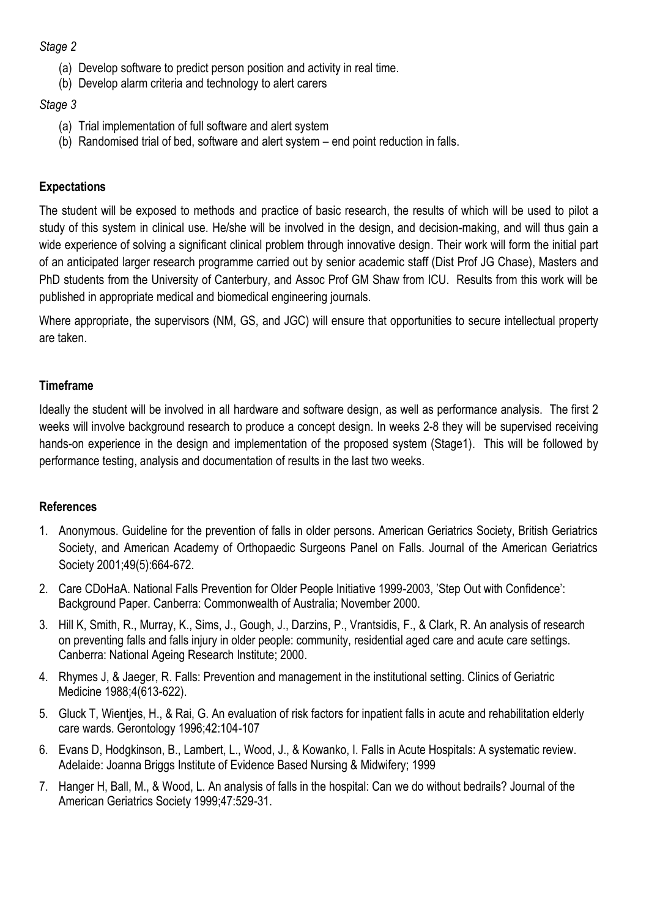*Stage 2*

(a) Develop software to predict person position and activity in real time.
(b) Develop alarm criteria and technology to alert carers

*Stage 3*

(a) Trial implementation of full software and alert system
(b) Randomised trial of bed, software and alert system – end point reduction in falls.

**Expectations**

The student will be exposed to methods and practice of basic research, the results of which will be used to pilot a study of this system in clinical use. He/she will be involved in the design, and decision-making, and will thus gain a wide experience of solving a significant clinical problem through innovative design. Their work will form the initial part of an anticipated larger research programme carried out by senior academic staff (Dist Prof JG Chase), Masters and PhD students from the University of Canterbury, and Assoc Prof GM Shaw from ICU. Results from this work will be published in appropriate medical and biomedical engineering journals.

Where appropriate, the supervisors (NM, GS, and JGC) will ensure that opportunities to secure intellectual property are taken.

**Timeframe**

Ideally the student will be involved in all hardware and software design, as well as performance analysis. The first 2 weeks will involve background research to produce a concept design. In weeks 2-8 they will be supervised receiving hands-on experience in the design and implementation of the proposed system (Stage1). This will be followed by performance testing, analysis and documentation of results in the last two weeks.

**References**

1. Anonymous. Guideline for the prevention of falls in older persons. American Geriatrics Society, British Geriatrics Society, and American Academy of Orthopaedic Surgeons Panel on Falls. Journal of the American Geriatrics Society 2001;49(5):664-672.
2. Care CDoHaA. National Falls Prevention for Older People Initiative 1999-2003, 'Step Out with Confidence': Background Paper. Canberra: Commonwealth of Australia; November 2000.
3. Hill K, Smith, R., Murray, K., Sims, J., Gough, J., Darzins, P., Vrantsidis, F., & Clark, R. An analysis of research on preventing falls and falls injury in older people: community, residential aged care and acute care settings. Canberra: National Ageing Research Institute; 2000.
4. Rhymes J, & Jaeger, R. Falls: Prevention and management in the institutional setting. Clinics of Geriatric Medicine 1988;4(613-622).
5. Gluck T, Wientjes, H., & Rai, G. An evaluation of risk factors for inpatient falls in acute and rehabilitation elderly care wards. Gerontology 1996;42:104-107
6. Evans D, Hodgkinson, B., Lambert, L., Wood, J., & Kowanko, I. Falls in Acute Hospitals: A systematic review. Adelaide: Joanna Briggs Institute of Evidence Based Nursing & Midwifery; 1999
7. Hanger H, Ball, M., & Wood, L. An analysis of falls in the hospital: Can we do without bedrails? Journal of the American Geriatrics Society 1999;47:529-31.